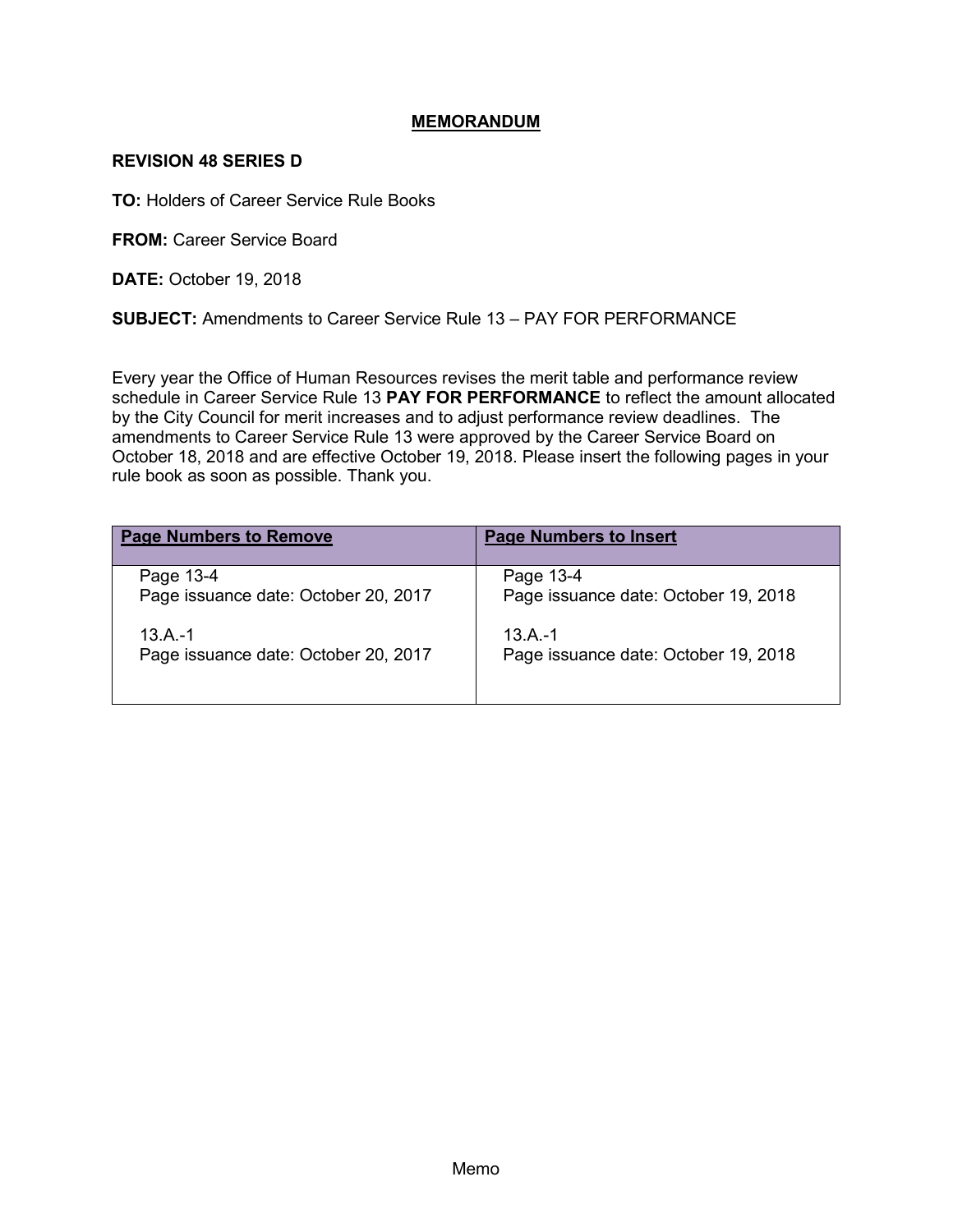# MEMORANDUM

**REVISION 48 SERIES D**

**TO:** Holders of Career Service Rule Books

**FROM:** Career Service Board

**DATE:** October 19, 2018

**SUBJECT:** Amendments to Career Service Rule 13 – PAY FOR PERFORMANCE

Every year the Office of Human Resources revises the merit table and performance review schedule in Career Service Rule 13 **PAY FOR PERFORMANCE** to reflect the amount allocated by the City Council for merit increases and to adjust performance review deadlines. The amendments to Career Service Rule 13 were approved by the Career Service Board on October 18, 2018 and are effective October 19, 2018. Please insert the following pages in your rule book as soon as possible. Thank you.

| Page Numbers to Remove | Page Numbers to Insert |
|---|---|
| Page 13-4<br>Page issuance date: October 20, 2017<br><br>13.A.-1<br>Page issuance date: October 20, 2017 | Page 13-4<br>Page issuance date: October 19, 2018<br><br>13.A.-1<br>Page issuance date: October 19, 2018 |

Memo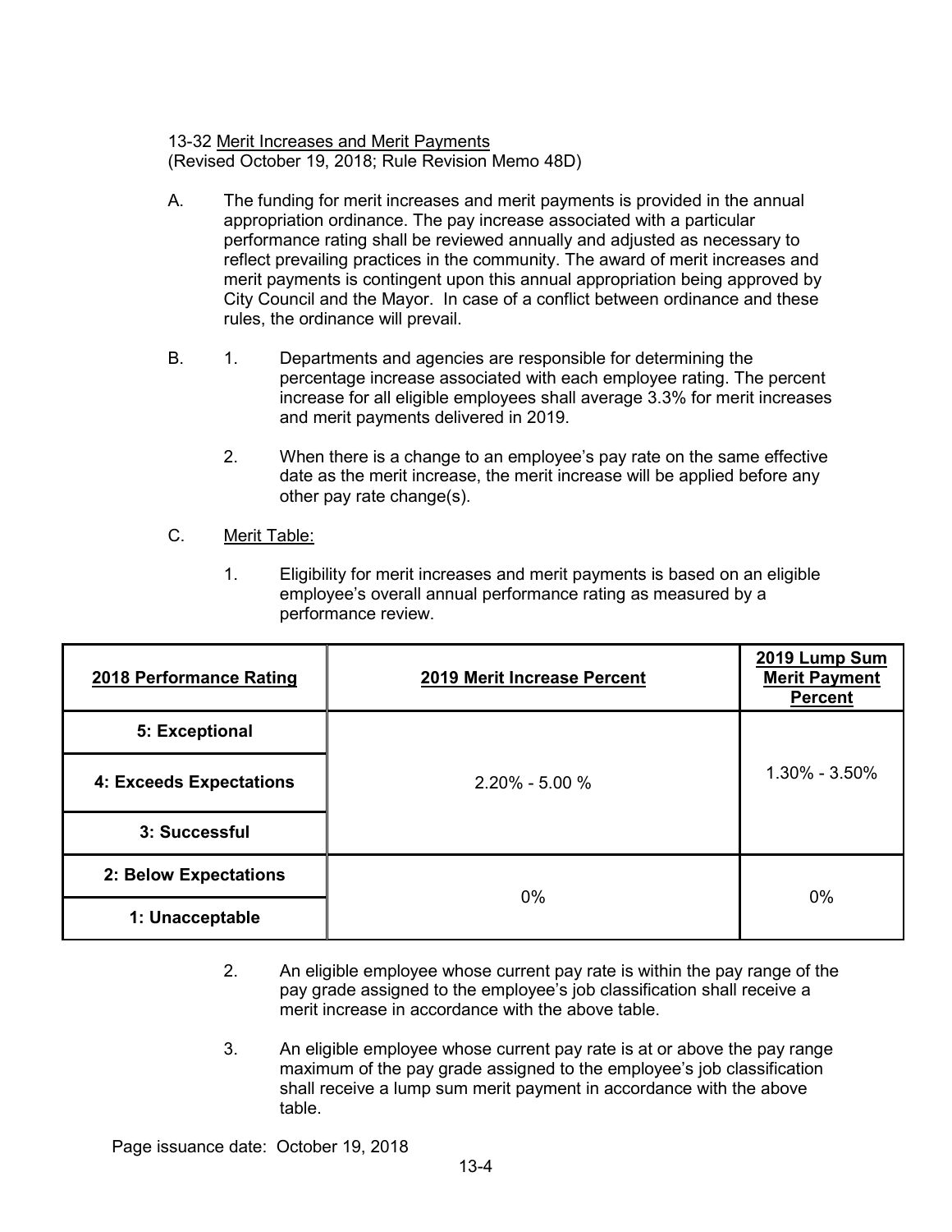13-32 <u>Merit Increases and Merit Payments</u>
(Revised October 19, 2018; Rule Revision Memo 48D)

A. The funding for merit increases and merit payments is provided in the annual appropriation ordinance. The pay increase associated with a particular performance rating shall be reviewed annually and adjusted as necessary to reflect prevailing practices in the community. The award of merit increases and merit payments is contingent upon this annual appropriation being approved by City Council and the Mayor. In case of a conflict between ordinance and these rules, the ordinance will prevail.

B. 1. Departments and agencies are responsible for determining the percentage increase associated with each employee rating. The percent increase for all eligible employees shall average 3.3% for merit increases and merit payments delivered in 2019.

2. When there is a change to an employee's pay rate on the same effective date as the merit increase, the merit increase will be applied before any other pay rate change(s).

C. <u>Merit Table:</u>

1. Eligibility for merit increases and merit payments is based on an eligible employee's overall annual performance rating as measured by a performance review.

| **2018 Performance Rating** | **2019 Merit Increase Percent** | **2019 Lump Sum Merit Payment Percent** |
|---|---|---|
| **5: Exceptional** | 2.20% - 5.00 % | 1.30% - 3.50% |
| **4: Exceeds Expectations** | | |
| **3: Successful** | | |
| **2: Below Expectations** | 0% | 0% |
| **1: Unacceptable** | | |

2. An eligible employee whose current pay rate is within the pay range of the pay grade assigned to the employee's job classification shall receive a merit increase in accordance with the above table.

3. An eligible employee whose current pay rate is at or above the pay range maximum of the pay grade assigned to the employee's job classification shall receive a lump sum merit payment in accordance with the above table.

Page issuance date: October 19, 2018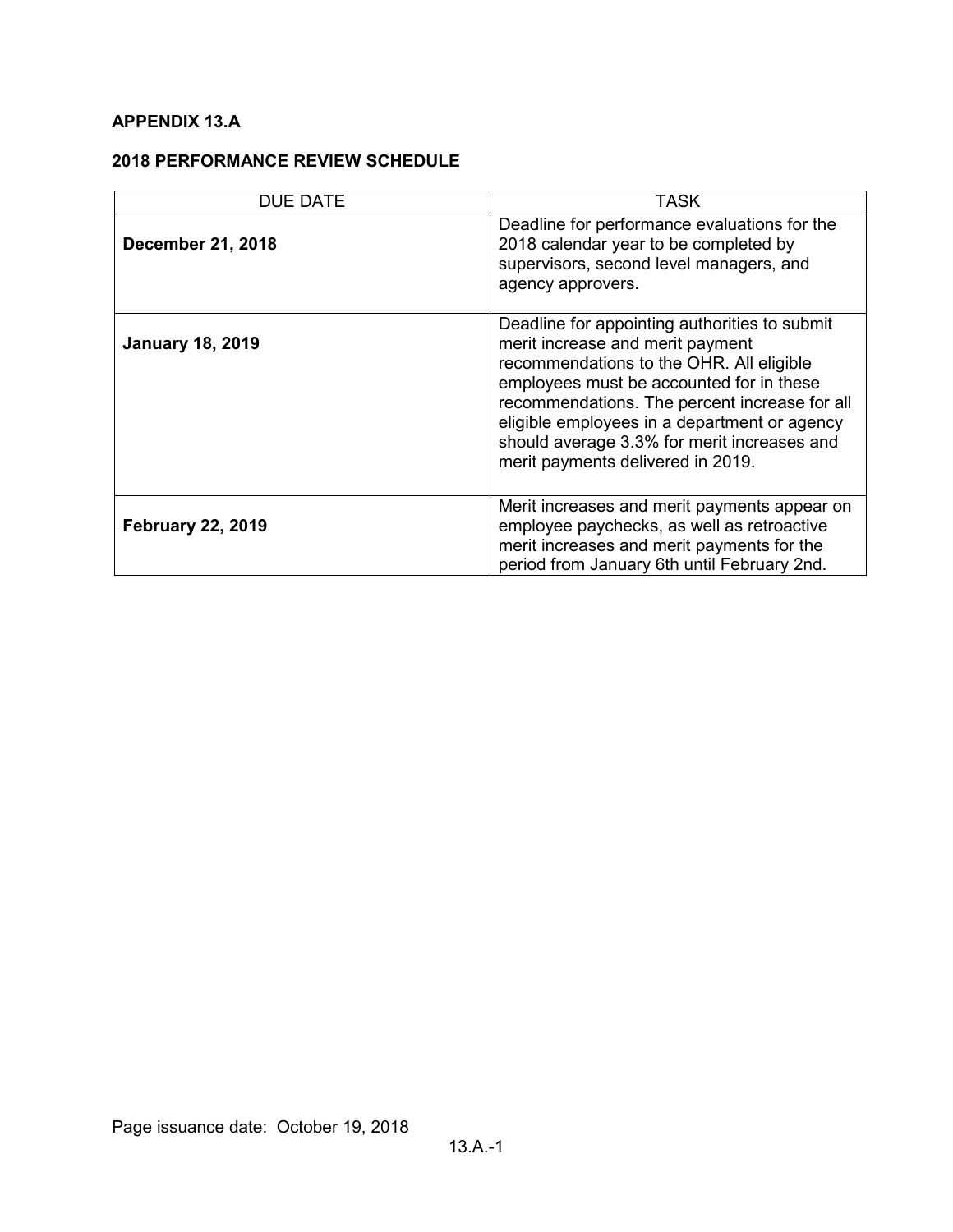## APPENDIX 13.A

## 2018 PERFORMANCE REVIEW SCHEDULE

| DUE DATE | TASK |
| --- | --- |
| **December 21, 2018** | Deadline for performance evaluations for the 2018 calendar year to be completed by supervisors, second level managers, and agency approvers. |
| **January 18, 2019** | Deadline for appointing authorities to submit merit increase and merit payment recommendations to the OHR. All eligible employees must be accounted for in these recommendations. The percent increase for all eligible employees in a department or agency should average 3.3% for merit increases and merit payments delivered in 2019. |
| **February 22, 2019** | Merit increases and merit payments appear on employee paychecks, as well as retroactive merit increases and merit payments for the period from January 6th until February 2nd. |

Page issuance date: October 19, 2018